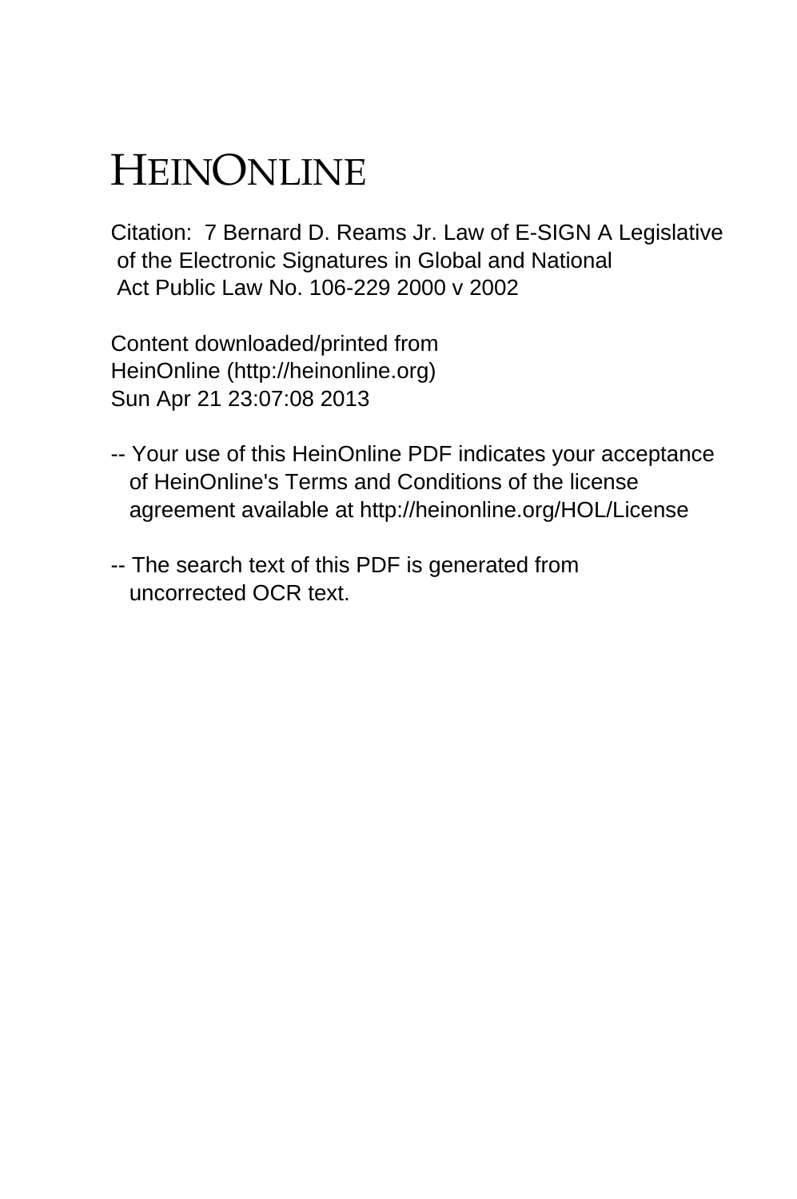# HEINONLINE

Citation: 7 Bernard D. Reams Jr. Law of E-SIGN A Legislative of the Electronic Signatures in Global and National Act Public Law No. 106-229 2000 v 2002

Content downloaded/printed from HeinOnline (http://heinonline.org)
Sun Apr 21 23:07:08 2013

-- Your use of this HeinOnline PDF indicates your acceptance of HeinOnline's Terms and Conditions of the license agreement available at http://heinonline.org/HOL/License

-- The search text of this PDF is generated from uncorrected OCR text.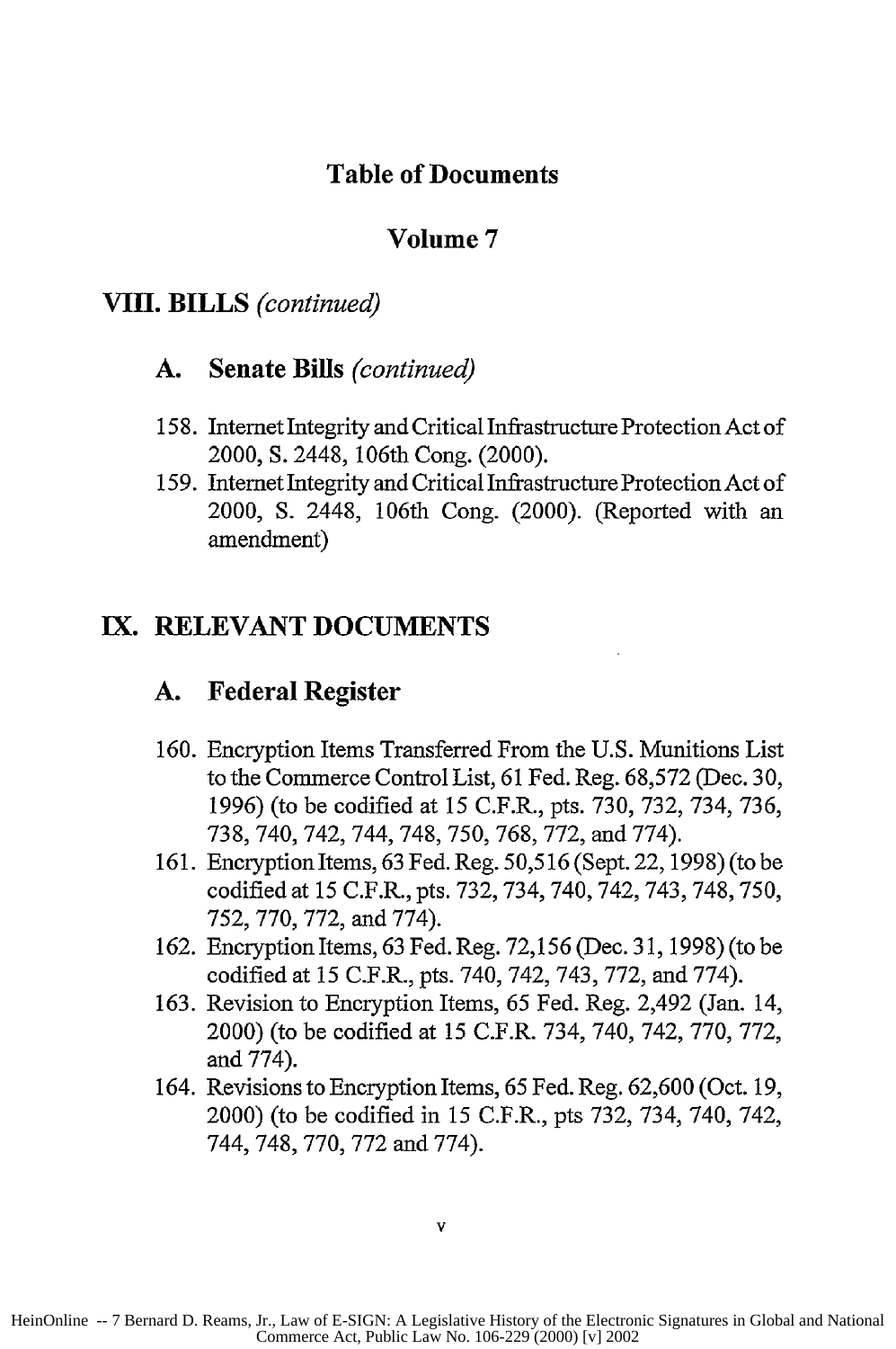# Table of Documents

## Volume 7

## VIII. BILLS *(continued)*

### A. Senate Bills *(continued)*

158. Internet Integrity and Critical Infrastructure Protection Act of 2000, S. 2448, 106th Cong. (2000).
159. Internet Integrity and Critical Infrastructure Protection Act of 2000, S. 2448, 106th Cong. (2000). (Reported with an amendment)

## IX. RELEVANT DOCUMENTS

### A. Federal Register

160. Encryption Items Transferred From the U.S. Munitions List to the Commerce Control List, 61 Fed. Reg. 68,572 (Dec. 30, 1996) (to be codified at 15 C.F.R., pts. 730, 732, 734, 736, 738, 740, 742, 744, 748, 750, 768, 772, and 774).
161. Encryption Items, 63 Fed. Reg. 50,516 (Sept. 22, 1998) (to be codified at 15 C.F.R., pts. 732, 734, 740, 742, 743, 748, 750, 752, 770, 772, and 774).
162. Encryption Items, 63 Fed. Reg. 72,156 (Dec. 31, 1998) (to be codified at 15 C.F.R., pts. 740, 742, 743, 772, and 774).
163. Revision to Encryption Items, 65 Fed. Reg. 2,492 (Jan. 14, 2000) (to be codified at 15 C.F.R. 734, 740, 742, 770, 772, and 774).
164. Revisions to Encryption Items, 65 Fed. Reg. 62,600 (Oct. 19, 2000) (to be codified in 15 C.F.R., pts 732, 734, 740, 742, 744, 748, 770, 772 and 774).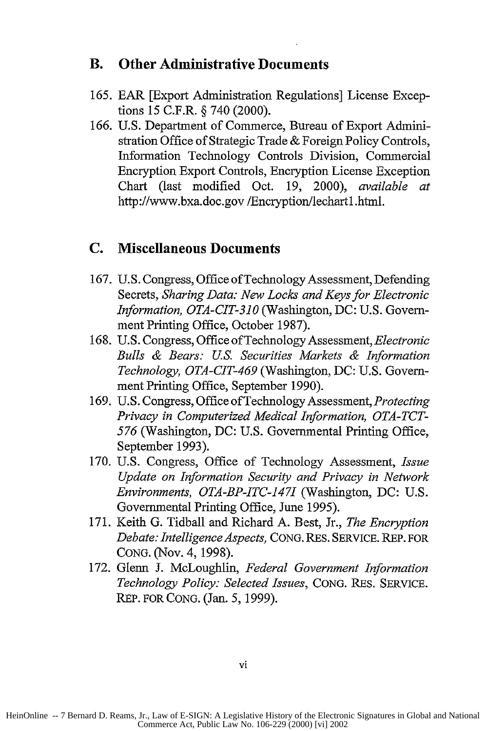## B. Other Administrative Documents

165. EAR [Export Administration Regulations] License Exceptions 15 C.F.R. § 740 (2000).
166. U.S. Department of Commerce, Bureau of Export Administration Office of Strategic Trade & Foreign Policy Controls, Information Technology Controls Division, Commercial Encryption Export Controls, Encryption License Exception Chart (last modified Oct. 19, 2000), *available at* http://www.bxa.doc.gov /Encryption/lechart1.html.

## C. Miscellaneous Documents

167. U.S. Congress, Office of Technology Assessment, Defending Secrets, *Sharing Data: New Locks and Keys for Electronic Information, OTA-CIT-310* (Washington, DC: U.S. Government Printing Office, October 1987).
168. U.S. Congress, Office of Technology Assessment, *Electronic Bulls & Bears: U.S. Securities Markets & Information Technology, OTA-CIT-469* (Washington, DC: U.S. Government Printing Office, September 1990).
169. U.S. Congress, Office of Technology Assessment, *Protecting Privacy in Computerized Medical Information, OTA-TCT-576* (Washington, DC: U.S. Governmental Printing Office, September 1993).
170. U.S. Congress, Office of Technology Assessment, *Issue Update on Information Security and Privacy in Network Environments, OTA-BP-ITC-147I* (Washington, DC: U.S. Governmental Printing Office, June 1995).
171. Keith G. Tidball and Richard A. Best, Jr., *The Encryption Debate: Intelligence Aspects,* CONG. RES. SERVICE. REP. FOR CONG. (Nov. 4, 1998).
172. Glenn J. McLoughlin, *Federal Government Information Technology Policy: Selected Issues*, CONG. RES. SERVICE. REP. FOR CONG. (Jan. 5, 1999).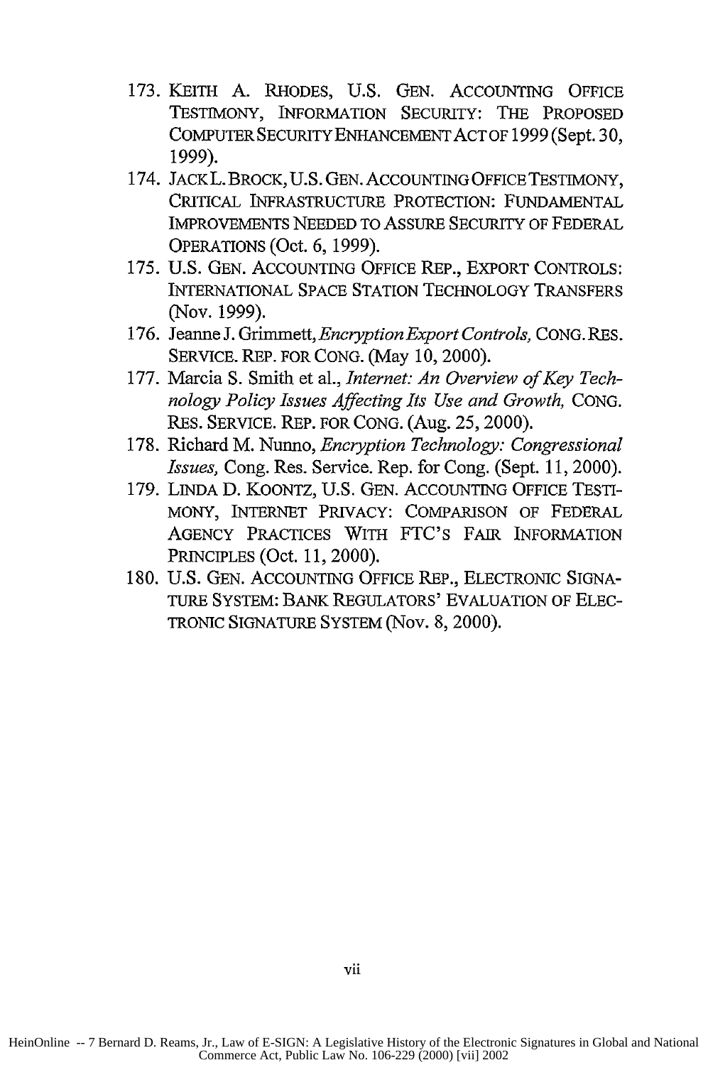173. KEITH A. RHODES, U.S. GEN. ACCOUNTING OFFICE TESTIMONY, INFORMATION SECURITY: THE PROPOSED COMPUTER SECURITY ENHANCEMENT ACT OF 1999 (Sept. 30, 1999).
174. JACK L. BROCK, U.S. GEN. ACCOUNTING OFFICE TESTIMONY, CRITICAL INFRASTRUCTURE PROTECTION: FUNDAMENTAL IMPROVEMENTS NEEDED TO ASSURE SECURITY OF FEDERAL OPERATIONS (Oct. 6, 1999).
175. U.S. GEN. ACCOUNTING OFFICE REP., EXPORT CONTROLS: INTERNATIONAL SPACE STATION TECHNOLOGY TRANSFERS (Nov. 1999).
176. Jeanne J. Grimmett, *Encryption Export Controls,* CONG. RES. SERVICE. REP. FOR CONG. (May 10, 2000).
177. Marcia S. Smith et al., *Internet: An Overview of Key Technology Policy Issues Affecting Its Use and Growth,* CONG. RES. SERVICE. REP. FOR CONG. (Aug. 25, 2000).
178. Richard M. Nunno, *Encryption Technology: Congressional Issues,* Cong. Res. Service. Rep. for Cong. (Sept. 11, 2000).
179. LINDA D. KOONTZ, U.S. GEN. ACCOUNTING OFFICE TESTIMONY, INTERNET PRIVACY: COMPARISON OF FEDERAL AGENCY PRACTICES WITH FTC'S FAIR INFORMATION PRINCIPLES (Oct. 11, 2000).
180. U.S. GEN. ACCOUNTING OFFICE REP., ELECTRONIC SIGNATURE SYSTEM: BANK REGULATORS' EVALUATION OF ELECTRONIC SIGNATURE SYSTEM (Nov. 8, 2000).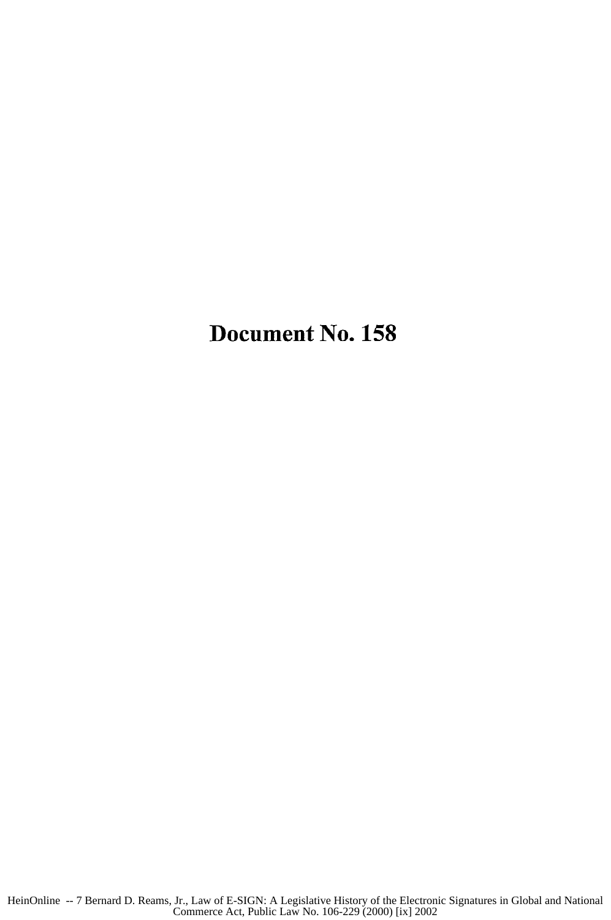# Document No. 158